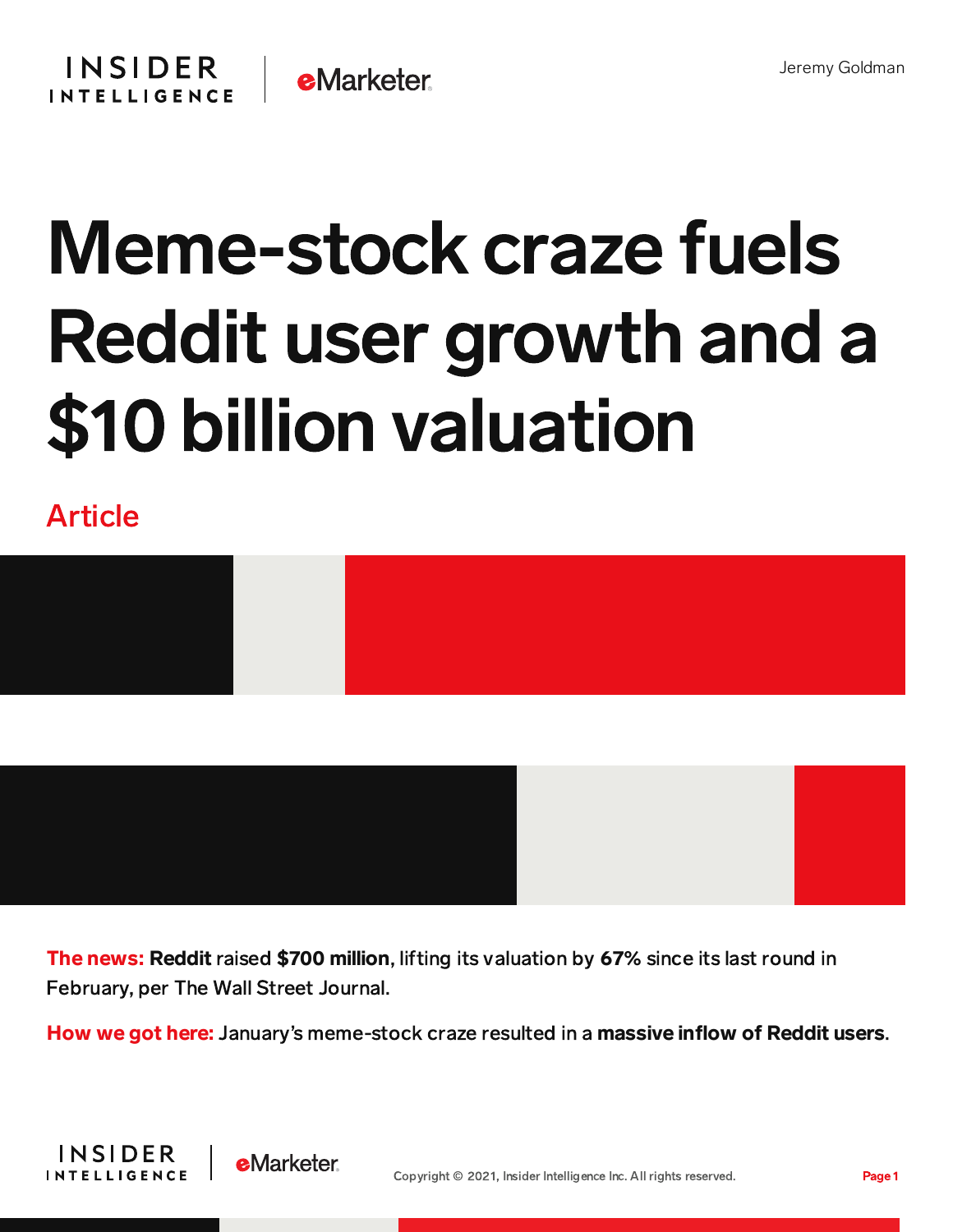Jeremy Goldman

# Meme-stock craze fuels Reddit user growth and a $10 billion valuation

Article

**The news:** **Reddit** raised **$700 million**, lifting its valuation by **67%** since its last round in February, per The Wall Street Journal.

**How we got here:** January's meme-stock craze resulted in a **massive inflow of Reddit users**.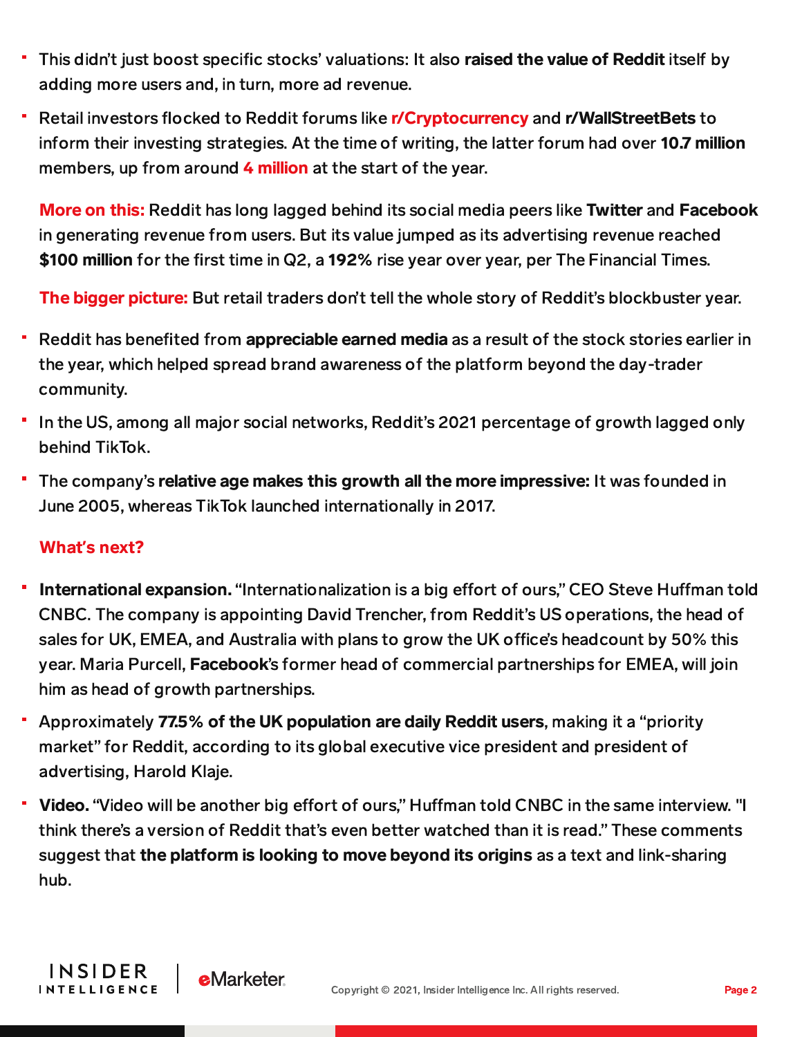- This didn't just boost specific stocks' valuations: It also **raised the value of Reddit** itself by adding more users and, in turn, more ad revenue.
- Retail investors flocked to Reddit forums like **r/Cryptocurrency** and **r/WallStreetBets** to inform their investing strategies. At the time of writing, the latter forum had over **10.7 million** members, up from around **4 million** at the start of the year.

**More on this:** Reddit has long lagged behind its social media peers like **Twitter** and **Facebook** in generating revenue from users. But its value jumped as its advertising revenue reached **$100 million** for the first time in Q2, a **192%** rise year over year, per The Financial Times.

**The bigger picture:** But retail traders don't tell the whole story of Reddit's blockbuster year.

- Reddit has benefited from **appreciable earned media** as a result of the stock stories earlier in the year, which helped spread brand awareness of the platform beyond the day-trader community.
- In the US, among all major social networks, Reddit's 2021 percentage of growth lagged only behind TikTok.
- The company's **relative age makes this growth all the more impressive:** It was founded in June 2005, whereas TikTok launched internationally in 2017.

**What's next?**

- **International expansion.** "Internationalization is a big effort of ours," CEO Steve Huffman told CNBC. The company is appointing David Trencher, from Reddit's US operations, the head of sales for UK, EMEA, and Australia with plans to grow the UK office's headcount by 50% this year. Maria Purcell, **Facebook**'s former head of commercial partnerships for EMEA, will join him as head of growth partnerships.
- Approximately **77.5% of the UK population are daily Reddit users**, making it a "priority market" for Reddit, according to its global executive vice president and president of advertising, Harold Klaje.
- **Video.** "Video will be another big effort of ours," Huffman told CNBC in the same interview. "I think there's a version of Reddit that's even better watched than it is read." These comments suggest that **the platform is looking to move beyond its origins** as a text and link-sharing hub.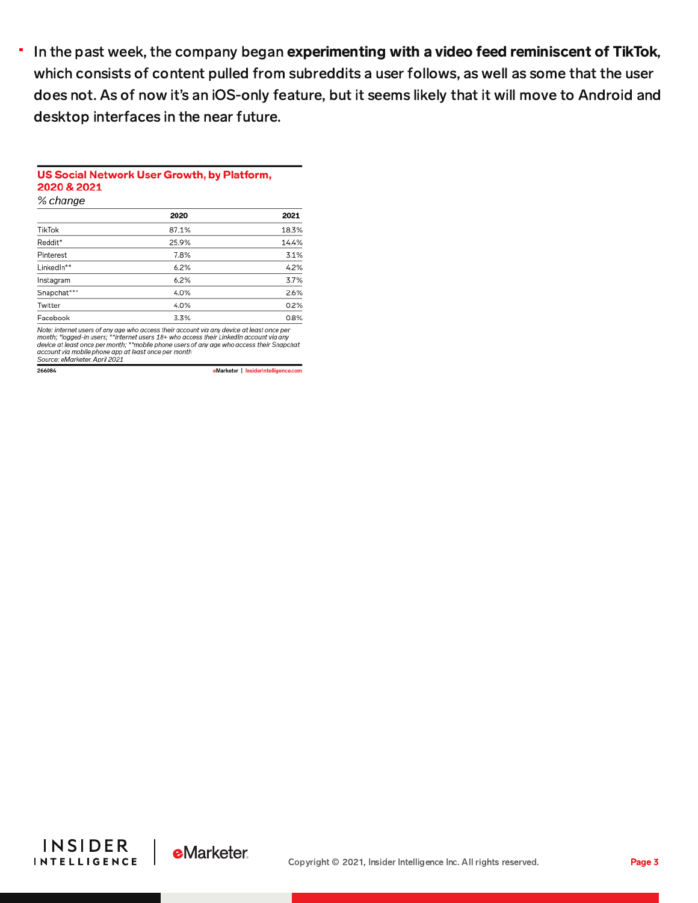- In the past week, the company began **experimenting with a video feed reminiscent of TikTok**, which consists of content pulled from subreddits a user follows, as well as some that the user does not. As of now it's an iOS-only feature, but it seems likely that it will move to Android and desktop interfaces in the near future.

**US Social Network User Growth, by Platform, 2020 & 2021**

*% change*

| | 2020 | 2021 |
|---|---|---|
| TikTok | 87.1% | 18.3% |
| Reddit* | 25.9% | 14.4% |
| Pinterest | 7.8% | 3.1% |
| LinkedIn** | 6.2% | 4.2% |
| Instagram | 6.2% | 3.7% |
| Snapchat*** | 4.0% | 2.6% |
| Twitter | 4.0% | 0.2% |
| Facebook | 3.3% | 0.8% |

*Note: internet users of any age who access their account via any device at least once per month; *logged-in users; **internet users 18+ who access their LinkedIn account via any device at least once per month; **mobile phone users of any age who access their Snapchat account via mobile phone app at least once per month*
*Source: eMarketer, April 2021*

266084 eMarketer | InsiderIntelligence.com